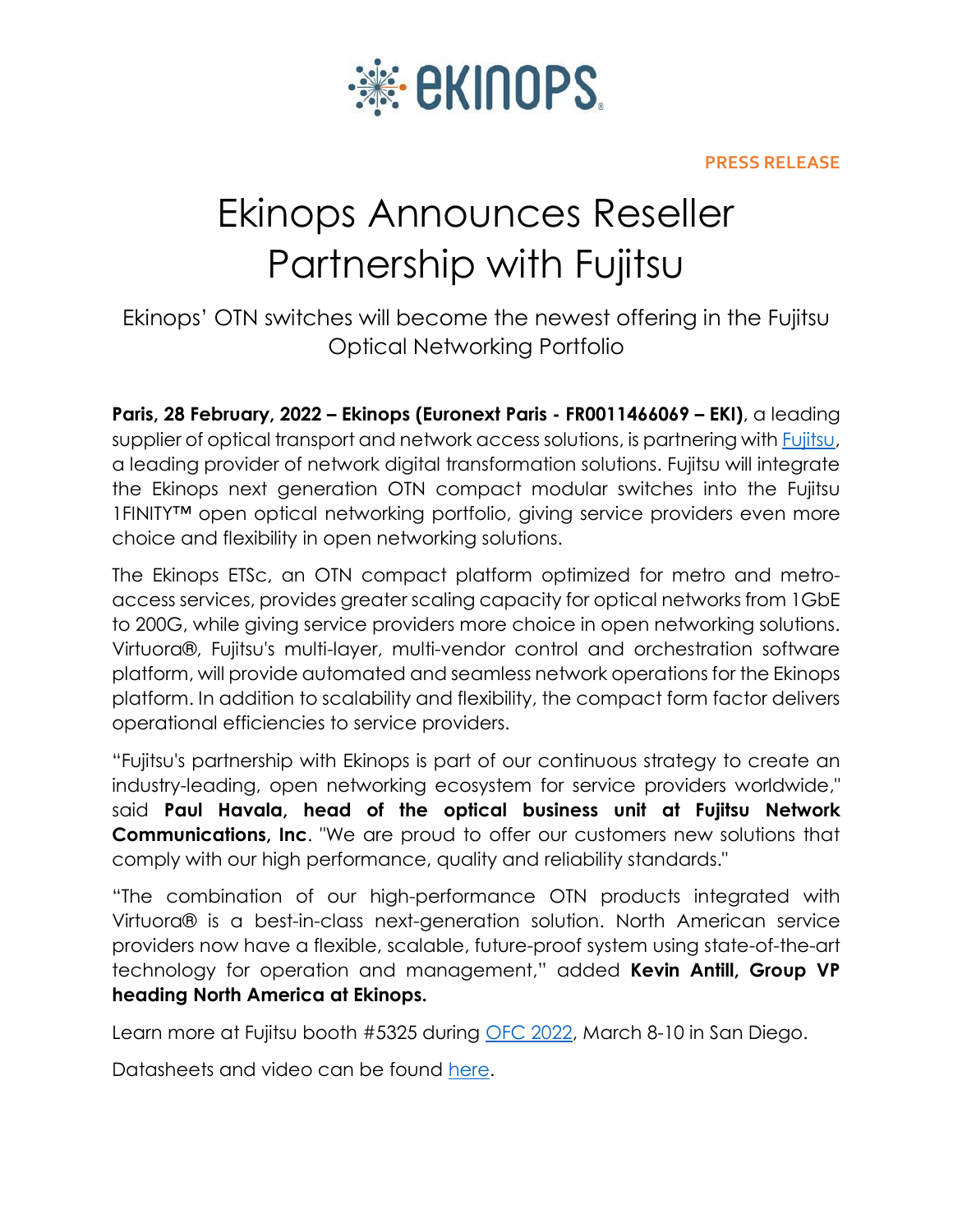PRESS RELEASE

# Ekinops Announces Reseller Partnership with Fujitsu

## Ekinops' OTN switches will become the newest offering in the Fujitsu Optical Networking Portfolio

**Paris, 28 February, 2022 – Ekinops (Euronext Paris - FR0011466069 – EKI)**, a leading supplier of optical transport and network access solutions, is partnering with Fujitsu, a leading provider of network digital transformation solutions. Fujitsu will integrate the Ekinops next generation OTN compact modular switches into the Fujitsu 1FINITY™ open optical networking portfolio, giving service providers even more choice and flexibility in open networking solutions.

The Ekinops ETSc, an OTN compact platform optimized for metro and metro-access services, provides greater scaling capacity for optical networks from 1GbE to 200G, while giving service providers more choice in open networking solutions. Virtuora®, Fujitsu's multi-layer, multi-vendor control and orchestration software platform, will provide automated and seamless network operations for the Ekinops platform. In addition to scalability and flexibility, the compact form factor delivers operational efficiencies to service providers.

"Fujitsu's partnership with Ekinops is part of our continuous strategy to create an industry-leading, open networking ecosystem for service providers worldwide," said **Paul Havala, head of the optical business unit at Fujitsu Network Communications, Inc**. "We are proud to offer our customers new solutions that comply with our high performance, quality and reliability standards."

"The combination of our high-performance OTN products integrated with Virtuora® is a best-in-class next-generation solution. North American service providers now have a flexible, scalable, future-proof system using state-of-the-art technology for operation and management," added **Kevin Antill, Group VP heading North America at Ekinops.**

Learn more at Fujitsu booth #5325 during OFC 2022, March 8-10 in San Diego.

Datasheets and video can be found here.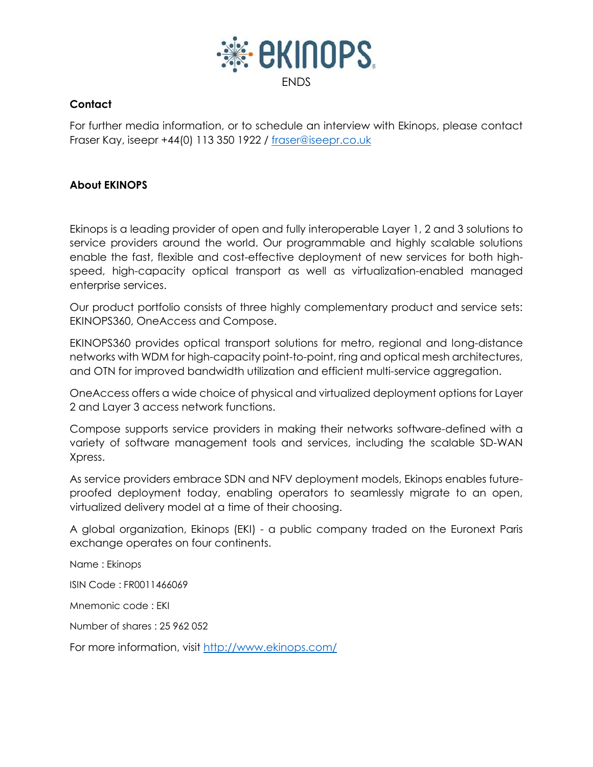ENDS

**Contact**

For further media information, or to schedule an interview with Ekinops, please contact Fraser Kay, iseepr +44(0) 113 350 1922 / [fraser@iseepr.co.uk](mailto:fraser@iseepr.co.uk)

**About EKINOPS**

Ekinops is a leading provider of open and fully interoperable Layer 1, 2 and 3 solutions to service providers around the world. Our programmable and highly scalable solutions enable the fast, flexible and cost-effective deployment of new services for both high-speed, high-capacity optical transport as well as virtualization-enabled managed enterprise services.

Our product portfolio consists of three highly complementary product and service sets: EKINOPS360, OneAccess and Compose.

EKINOPS360 provides optical transport solutions for metro, regional and long-distance networks with WDM for high-capacity point-to-point, ring and optical mesh architectures, and OTN for improved bandwidth utilization and efficient multi-service aggregation.

OneAccess offers a wide choice of physical and virtualized deployment options for Layer 2 and Layer 3 access network functions.

Compose supports service providers in making their networks software-defined with a variety of software management tools and services, including the scalable SD-WAN Xpress.

As service providers embrace SDN and NFV deployment models, Ekinops enables future-proofed deployment today, enabling operators to seamlessly migrate to an open, virtualized delivery model at a time of their choosing.

A global organization, Ekinops (EKI) - a public company traded on the Euronext Paris exchange operates on four continents.

Name : Ekinops

ISIN Code : FR0011466069

Mnemonic code : EKI

Number of shares : 25 962 052

For more information, visit [http://www.ekinops.com/](http://www.ekinops.com/)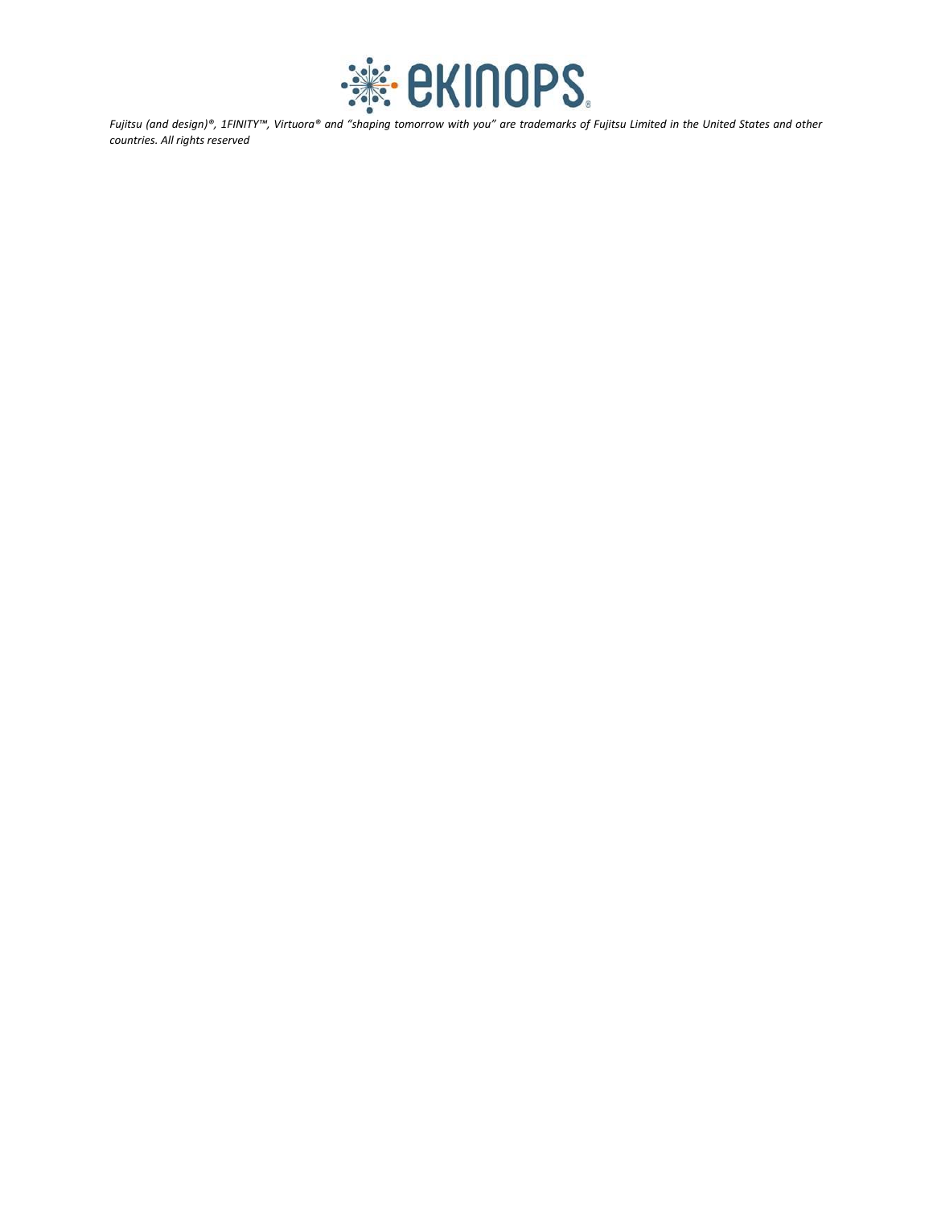*Fujitsu (and design)®, 1FINITY™, Virtuora® and "shaping tomorrow with you" are trademarks of Fujitsu Limited in the United States and other countries. All rights reserved*